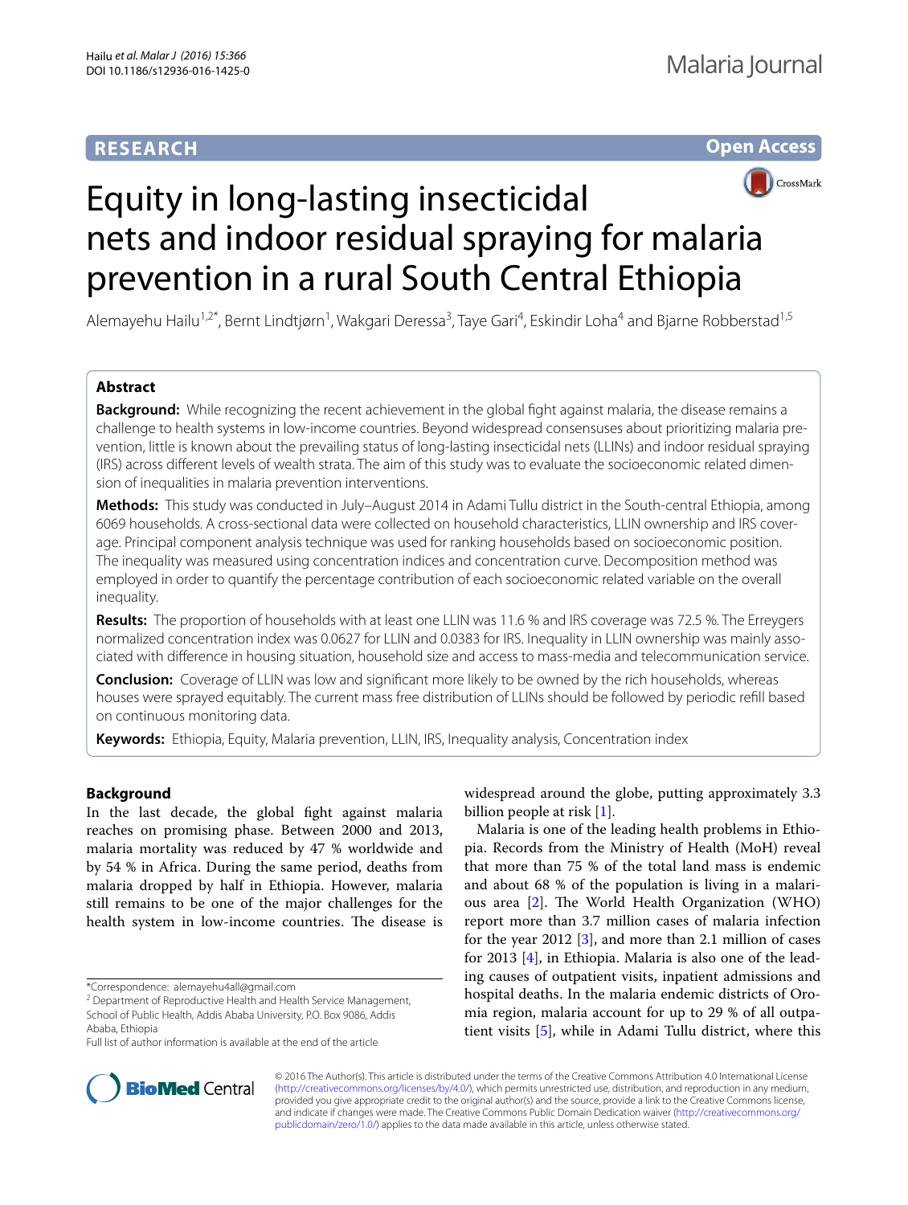**RESEARCH** **Open Access**

# Equity in long-lasting insecticidal nets and indoor residual spraying for malaria prevention in a rural South Central Ethiopia

Alemayehu Hailu[1,2*], Bernt Lindtjørn[1], Wakgari Deressa[3], Taye Gari[4], Eskindir Loha[4] and Bjarne Robberstad[1,5]

## Abstract

**Background:** While recognizing the recent achievement in the global fight against malaria, the disease remains a challenge to health systems in low-income countries. Beyond widespread consensuses about prioritizing malaria prevention, little is known about the prevailing status of long-lasting insecticidal nets (LLINs) and indoor residual spraying (IRS) across different levels of wealth strata. The aim of this study was to evaluate the socioeconomic related dimension of inequalities in malaria prevention interventions.

**Methods:** This study was conducted in July–August 2014 in Adami Tullu district in the South-central Ethiopia, among 6069 households. A cross-sectional data were collected on household characteristics, LLIN ownership and IRS coverage. Principal component analysis technique was used for ranking households based on socioeconomic position. The inequality was measured using concentration indices and concentration curve. Decomposition method was employed in order to quantify the percentage contribution of each socioeconomic related variable on the overall inequality.

**Results:** The proportion of households with at least one LLIN was 11.6 % and IRS coverage was 72.5 %. The Erreygers normalized concentration index was 0.0627 for LLIN and 0.0383 for IRS. Inequality in LLIN ownership was mainly associated with difference in housing situation, household size and access to mass-media and telecommunication service.

**Conclusion:** Coverage of LLIN was low and significant more likely to be owned by the rich households, whereas houses were sprayed equitably. The current mass free distribution of LLINs should be followed by periodic refill based on continuous monitoring data.

**Keywords:** Ethiopia, Equity, Malaria prevention, LLIN, IRS, Inequality analysis, Concentration index

## Background

In the last decade, the global fight against malaria reaches on promising phase. Between 2000 and 2013, malaria mortality was reduced by 47 % worldwide and by 54 % in Africa. During the same period, deaths from malaria dropped by half in Ethiopia. However, malaria still remains to be one of the major challenges for the health system in low-income countries. The disease is widespread around the globe, putting approximately 3.3 billion people at risk [1].

Malaria is one of the leading health problems in Ethiopia. Records from the Ministry of Health (MoH) reveal that more than 75 % of the total land mass is endemic and about 68 % of the population is living in a malarious area [2]. The World Health Organization (WHO) report more than 3.7 million cases of malaria infection for the year 2012 [3], and more than 2.1 million of cases for 2013 [4], in Ethiopia. Malaria is also one of the leading causes of outpatient visits, inpatient admissions and hospital deaths. In the malaria endemic districts of Oromia region, malaria account for up to 29 % of all outpatient visits [5], while in Adami Tullu district, where this

*Correspondence: alemayehu4all@gmail.com
[2] Department of Reproductive Health and Health Service Management, School of Public Health, Addis Ababa University, P.O. Box 9086, Addis Ababa, Ethiopia
Full list of author information is available at the end of the article

© 2016 The Author(s). This article is distributed under the terms of the Creative Commons Attribution 4.0 International License (http://creativecommons.org/licenses/by/4.0/), which permits unrestricted use, distribution, and reproduction in any medium, provided you give appropriate credit to the original author(s) and the source, provide a link to the Creative Commons license, and indicate if changes were made. The Creative Commons Public Domain Dedication waiver (http://creativecommons.org/publicdomain/zero/1.0/) applies to the data made available in this article, unless otherwise stated.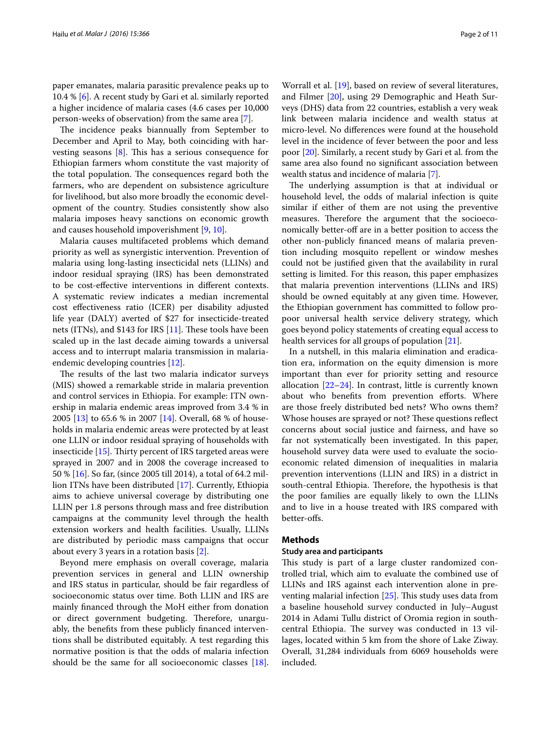paper emanates, malaria parasitic prevalence peaks up to 10.4 % [6]. A recent study by Gari et al. similarly reported a higher incidence of malaria cases (4.6 cases per 10,000 person-weeks of observation) from the same area [7].

The incidence peaks biannually from September to December and April to May, both coinciding with harvesting seasons [8]. This has a serious consequence for Ethiopian farmers whom constitute the vast majority of the total population. The consequences regard both the farmers, who are dependent on subsistence agriculture for livelihood, but also more broadly the economic development of the country. Studies consistently show also malaria imposes heavy sanctions on economic growth and causes household impoverishment [9, 10].

Malaria causes multifaceted problems which demand priority as well as synergistic intervention. Prevention of malaria using long-lasting insecticidal nets (LLINs) and indoor residual spraying (IRS) has been demonstrated to be cost-effective interventions in different contexts. A systematic review indicates a median incremental cost effectiveness ratio (ICER) per disability adjusted life year (DALY) averted of $27 for insecticide-treated nets (ITNs), and $143 for IRS [11]. These tools have been scaled up in the last decade aiming towards a universal access and to interrupt malaria transmission in malaria-endemic developing countries [12].

The results of the last two malaria indicator surveys (MIS) showed a remarkable stride in malaria prevention and control services in Ethiopia. For example: ITN ownership in malaria endemic areas improved from 3.4 % in 2005 [13] to 65.6 % in 2007 [14]. Overall, 68 % of households in malaria endemic areas were protected by at least one LLIN or indoor residual spraying of households with insecticide [15]. Thirty percent of IRS targeted areas were sprayed in 2007 and in 2008 the coverage increased to 50 % [16]. So far, (since 2005 till 2014), a total of 64.2 million ITNs have been distributed [17]. Currently, Ethiopia aims to achieve universal coverage by distributing one LLIN per 1.8 persons through mass and free distribution campaigns at the community level through the health extension workers and health facilities. Usually, LLINs are distributed by periodic mass campaigns that occur about every 3 years in a rotation basis [2].

Beyond mere emphasis on overall coverage, malaria prevention services in general and LLIN ownership and IRS status in particular, should be fair regardless of socioeconomic status over time. Both LLIN and IRS are mainly financed through the MoH either from donation or direct government budgeting. Therefore, unarguably, the benefits from these publicly financed interventions shall be distributed equitably. A test regarding this normative position is that the odds of malaria infection should be the same for all socioeconomic classes [18]. Worrall et al. [19], based on review of several literatures, and Filmer [20], using 29 Demographic and Heath Surveys (DHS) data from 22 countries, establish a very weak link between malaria incidence and wealth status at micro-level. No differences were found at the household level in the incidence of fever between the poor and less poor [20]. Similarly, a recent study by Gari et al. from the same area also found no significant association between wealth status and incidence of malaria [7].

The underlying assumption is that at individual or household level, the odds of malarial infection is quite similar if either of them are not using the preventive measures. Therefore the argument that the socioeconomically better-off are in a better position to access the other non-publicly financed means of malaria prevention including mosquito repellent or window meshes could not be justified given that the availability in rural setting is limited. For this reason, this paper emphasizes that malaria prevention interventions (LLINs and IRS) should be owned equitably at any given time. However, the Ethiopian government has committed to follow pro-poor universal health service delivery strategy, which goes beyond policy statements of creating equal access to health services for all groups of population [21].

In a nutshell, in this malaria elimination and eradication era, information on the equity dimension is more important than ever for priority setting and resource allocation [22–24]. In contrast, little is currently known about who benefits from prevention efforts. Where are those freely distributed bed nets? Who owns them? Whose houses are sprayed or not? These questions reflect concerns about social justice and fairness, and have so far not systematically been investigated. In this paper, household survey data were used to evaluate the socioeconomic related dimension of inequalities in malaria prevention interventions (LLIN and IRS) in a district in south-central Ethiopia. Therefore, the hypothesis is that the poor families are equally likely to own the LLINs and to live in a house treated with IRS compared with better-offs.

## Methods

### Study area and participants

This study is part of a large cluster randomized controlled trial, which aim to evaluate the combined use of LLINs and IRS against each intervention alone in preventing malarial infection [25]. This study uses data from a baseline household survey conducted in July–August 2014 in Adami Tullu district of Oromia region in south-central Ethiopia. The survey was conducted in 13 villages, located within 5 km from the shore of Lake Ziway. Overall, 31,284 individuals from 6069 households were included.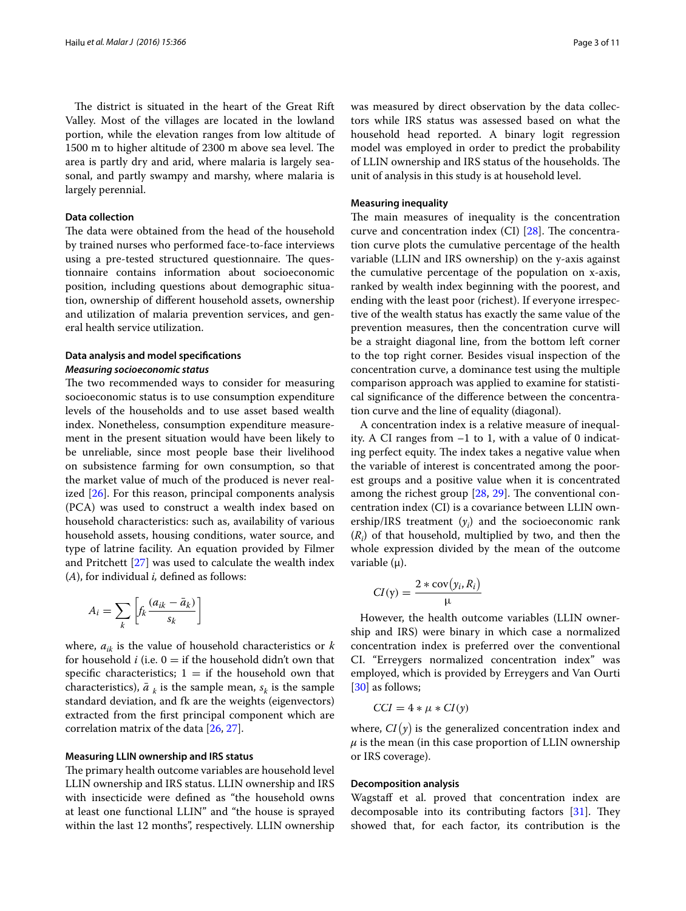The district is situated in the heart of the Great Rift Valley. Most of the villages are located in the lowland portion, while the elevation ranges from low altitude of 1500 m to higher altitude of 2300 m above sea level. The area is partly dry and arid, where malaria is largely seasonal, and partly swampy and marshy, where malaria is largely perennial.

### Data collection

The data were obtained from the head of the household by trained nurses who performed face-to-face interviews using a pre-tested structured questionnaire. The questionnaire contains information about socioeconomic position, including questions about demographic situation, ownership of different household assets, ownership and utilization of malaria prevention services, and general health service utilization.

### Data analysis and model specifications

#### *Measuring socioeconomic status*

The two recommended ways to consider for measuring socioeconomic status is to use consumption expenditure levels of the households and to use asset based wealth index. Nonetheless, consumption expenditure measurement in the present situation would have been likely to be unreliable, since most people base their livelihood on subsistence farming for own consumption, so that the market value of much of the produced is never realized [26]. For this reason, principal components analysis (PCA) was used to construct a wealth index based on household characteristics: such as, availability of various household assets, housing conditions, water source, and type of latrine facility. An equation provided by Filmer and Pritchett [27] was used to calculate the wealth index ($A$), for individual *i,* defined as follows:

$$A_i = \sum_k \left[ f_k \frac{(a_{ik} - \bar{a}_k)}{s_k} \right]$$

where, $a_{ik}$ is the value of household characteristics or $k$ for household $i$ (i.e. 0 = if the household didn't own that specific characteristics; 1 = if the household own that characteristics), $\bar{a}_k$ is the sample mean, $s_k$ is the sample standard deviation, and fk are the weights (eigenvectors) extracted from the first principal component which are correlation matrix of the data [26, 27].

### Measuring LLIN ownership and IRS status

The primary health outcome variables are household level LLIN ownership and IRS status. LLIN ownership and IRS with insecticide were defined as "the household owns at least one functional LLIN" and "the house is sprayed within the last 12 months", respectively. LLIN ownership was measured by direct observation by the data collectors while IRS status was assessed based on what the household head reported. A binary logit regression model was employed in order to predict the probability of LLIN ownership and IRS status of the households. The unit of analysis in this study is at household level.

### Measuring inequality

The main measures of inequality is the concentration curve and concentration index (CI) [28]. The concentration curve plots the cumulative percentage of the health variable (LLIN and IRS ownership) on the y-axis against the cumulative percentage of the population on x-axis, ranked by wealth index beginning with the poorest, and ending with the least poor (richest). If everyone irrespective of the wealth status has exactly the same value of the prevention measures, then the concentration curve will be a straight diagonal line, from the bottom left corner to the top right corner. Besides visual inspection of the concentration curve, a dominance test using the multiple comparison approach was applied to examine for statistical significance of the difference between the concentration curve and the line of equality (diagonal).

A concentration index is a relative measure of inequality. A CI ranges from −1 to 1, with a value of 0 indicating perfect equity. The index takes a negative value when the variable of interest is concentrated among the poorest groups and a positive value when it is concentrated among the richest group [28, 29]. The conventional concentration index (CI) is a covariance between LLIN ownership/IRS treatment ($y_i$) and the socioeconomic rank ($R_i$) of that household, multiplied by two, and then the whole expression divided by the mean of the outcome variable (μ).

$$CI(\mathrm{y}) = \frac{2 * \mathrm{cov}(y_i, R_i)}{\mu}$$

However, the health outcome variables (LLIN ownership and IRS) were binary in which case a normalized concentration index is preferred over the conventional CI. "Erreygers normalized concentration index" was employed, which is provided by Erreygers and Van Ourti [30] as follows;

$$CCI = 4 * \mu * CI(y)$$

where, $CI(y)$ is the generalized concentration index and $\mu$ is the mean (in this case proportion of LLIN ownership or IRS coverage).

### Decomposition analysis

Wagstaff et al. proved that concentration index are decomposable into its contributing factors [31]. They showed that, for each factor, its contribution is the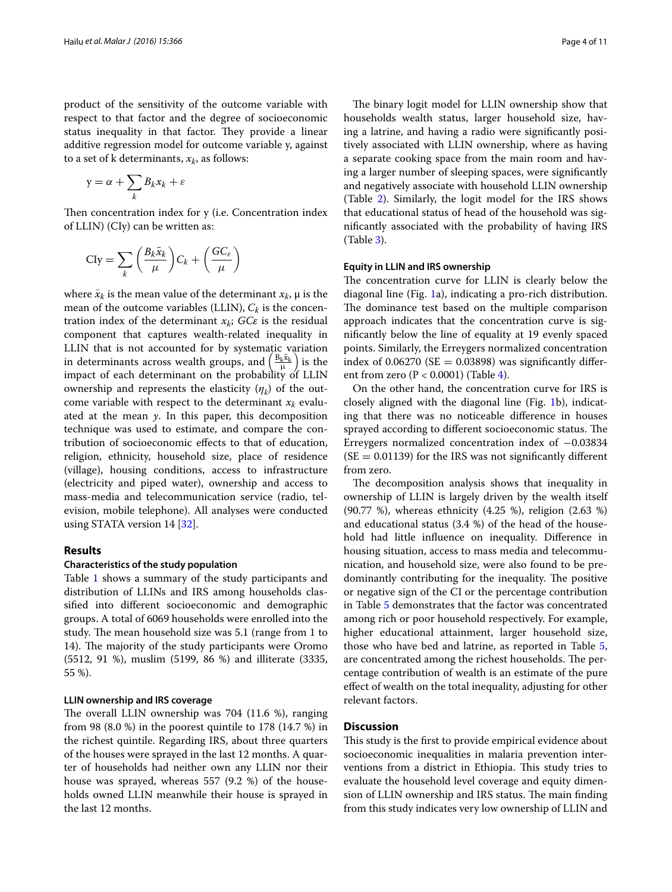product of the sensitivity of the outcome variable with respect to that factor and the degree of socioeconomic status inequality in that factor. They provide a linear additive regression model for outcome variable y, against to a set of k determinants, $x_k$, as follows:

$$\mathrm{y} = \alpha + \sum_{k} B_k x_k + \varepsilon$$

Then concentration index for y (i.e. Concentration index of LLIN) (CIy) can be written as:

$$\mathrm{CIy} = \sum_{k} \left( \frac{B_k \bar{x}_k}{\mu} \right) C_k + \left( \frac{GC_{\varepsilon}}{\mu} \right)$$

where $\bar{x}_k$ is the mean value of the determinant $x_k$, μ is the mean of the outcome variables (LLIN), $C_k$ is the concentration index of the determinant $x_k$; $GC\varepsilon$ is the residual component that captures wealth-related inequality in LLIN that is not accounted for by systematic variation in determinants across wealth groups, and $\left( \frac{B_k \bar{x}_k}{\mu} \right)$ is the impact of each determinant on the probability of LLIN ownership and represents the elasticity ($\eta_k$) of the outcome variable with respect to the determinant $x_k$ evaluated at the mean $y$. In this paper, this decomposition technique was used to estimate, and compare the contribution of socioeconomic effects to that of education, religion, ethnicity, household size, place of residence (village), housing conditions, access to infrastructure (electricity and piped water), ownership and access to mass-media and telecommunication service (radio, television, mobile telephone). All analyses were conducted using STATA version 14 [32].

## Results

### Characteristics of the study population

Table 1 shows a summary of the study participants and distribution of LLINs and IRS among households classified into different socioeconomic and demographic groups. A total of 6069 households were enrolled into the study. The mean household size was 5.1 (range from 1 to 14). The majority of the study participants were Oromo (5512, 91 %), muslim (5199, 86 %) and illiterate (3335, 55 %).

### LLIN ownership and IRS coverage

The overall LLIN ownership was 704 (11.6 %), ranging from 98 (8.0 %) in the poorest quintile to 178 (14.7 %) in the richest quintile. Regarding IRS, about three quarters of the houses were sprayed in the last 12 months. A quarter of households had neither own any LLIN nor their house was sprayed, whereas 557 (9.2 %) of the households owned LLIN meanwhile their house is sprayed in the last 12 months.

The binary logit model for LLIN ownership show that households wealth status, larger household size, having a latrine, and having a radio were significantly positively associated with LLIN ownership, where as having a separate cooking space from the main room and having a larger number of sleeping spaces, were significantly and negatively associate with household LLIN ownership (Table 2). Similarly, the logit model for the IRS shows that educational status of head of the household was significantly associated with the probability of having IRS (Table 3).

### Equity in LLIN and IRS ownership

The concentration curve for LLIN is clearly below the diagonal line (Fig. 1a), indicating a pro-rich distribution. The dominance test based on the multiple comparison approach indicates that the concentration curve is significantly below the line of equality at 19 evenly spaced points. Similarly, the Erreygers normalized concentration index of 0.06270 (SE = 0.03898) was significantly different from zero (P < 0.0001) (Table 4).

On the other hand, the concentration curve for IRS is closely aligned with the diagonal line (Fig. 1b), indicating that there was no noticeable difference in houses sprayed according to different socioeconomic status. The Erreygers normalized concentration index of −0.03834 (SE = 0.01139) for the IRS was not significantly different from zero.

The decomposition analysis shows that inequality in ownership of LLIN is largely driven by the wealth itself (90.77 %), whereas ethnicity (4.25 %), religion (2.63 %) and educational status (3.4 %) of the head of the household had little influence on inequality. Difference in housing situation, access to mass media and telecommunication, and household size, were also found to be predominantly contributing for the inequality. The positive or negative sign of the CI or the percentage contribution in Table 5 demonstrates that the factor was concentrated among rich or poor household respectively. For example, higher educational attainment, larger household size, those who have bed and latrine, as reported in Table 5, are concentrated among the richest households. The percentage contribution of wealth is an estimate of the pure effect of wealth on the total inequality, adjusting for other relevant factors.

## Discussion

This study is the first to provide empirical evidence about socioeconomic inequalities in malaria prevention interventions from a district in Ethiopia. This study tries to evaluate the household level coverage and equity dimension of LLIN ownership and IRS status. The main finding from this study indicates very low ownership of LLIN and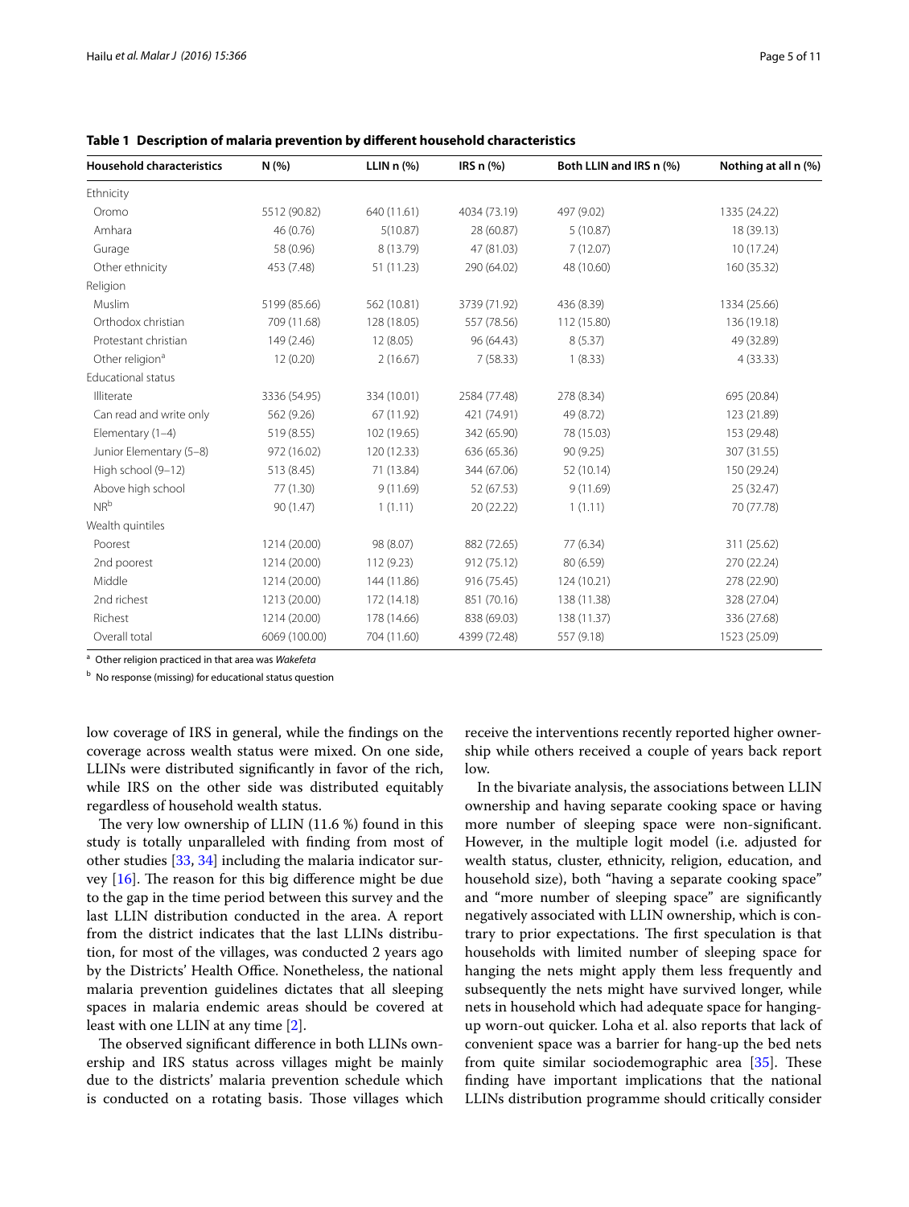**Table 1 Description of malaria prevention by different household characteristics**

| Household characteristics | N (%) | LLIN n (%) | IRS n (%) | Both LLIN and IRS n (%) | Nothing at all n (%) |
|---|---|---|---|---|---|
| Ethnicity | | | | | |
| Oromo | 5512 (90.82) | 640 (11.61) | 4034 (73.19) | 497 (9.02) | 1335 (24.22) |
| Amhara | 46 (0.76) | 5(10.87) | 28 (60.87) | 5 (10.87) | 18 (39.13) |
| Gurage | 58 (0.96) | 8 (13.79) | 47 (81.03) | 7 (12.07) | 10 (17.24) |
| Other ethnicity | 453 (7.48) | 51 (11.23) | 290 (64.02) | 48 (10.60) | 160 (35.32) |
| Religion | | | | | |
| Muslim | 5199 (85.66) | 562 (10.81) | 3739 (71.92) | 436 (8.39) | 1334 (25.66) |
| Orthodox christian | 709 (11.68) | 128 (18.05) | 557 (78.56) | 112 (15.80) | 136 (19.18) |
| Protestant christian | 149 (2.46) | 12 (8.05) | 96 (64.43) | 8 (5.37) | 49 (32.89) |
| Other religion[a] | 12 (0.20) | 2 (16.67) | 7 (58.33) | 1 (8.33) | 4 (33.33) |
| Educational status | | | | | |
| Illiterate | 3336 (54.95) | 334 (10.01) | 2584 (77.48) | 278 (8.34) | 695 (20.84) |
| Can read and write only | 562 (9.26) | 67 (11.92) | 421 (74.91) | 49 (8.72) | 123 (21.89) |
| Elementary (1–4) | 519 (8.55) | 102 (19.65) | 342 (65.90) | 78 (15.03) | 153 (29.48) |
| Junior Elementary (5–8) | 972 (16.02) | 120 (12.33) | 636 (65.36) | 90 (9.25) | 307 (31.55) |
| High school (9–12) | 513 (8.45) | 71 (13.84) | 344 (67.06) | 52 (10.14) | 150 (29.24) |
| Above high school | 77 (1.30) | 9 (11.69) | 52 (67.53) | 9 (11.69) | 25 (32.47) |
| NR[b] | 90 (1.47) | 1 (1.11) | 20 (22.22) | 1 (1.11) | 70 (77.78) |
| Wealth quintiles | | | | | |
| Poorest | 1214 (20.00) | 98 (8.07) | 882 (72.65) | 77 (6.34) | 311 (25.62) |
| 2nd poorest | 1214 (20.00) | 112 (9.23) | 912 (75.12) | 80 (6.59) | 270 (22.24) |
| Middle | 1214 (20.00) | 144 (11.86) | 916 (75.45) | 124 (10.21) | 278 (22.90) |
| 2nd richest | 1213 (20.00) | 172 (14.18) | 851 (70.16) | 138 (11.38) | 328 (27.04) |
| Richest | 1214 (20.00) | 178 (14.66) | 838 (69.03) | 138 (11.37) | 336 (27.68) |
| Overall total | 6069 (100.00) | 704 (11.60) | 4399 (72.48) | 557 (9.18) | 1523 (25.09) |

[a] Other religion practiced in that area was *Wakefeta*

[b] No response (missing) for educational status question

low coverage of IRS in general, while the findings on the coverage across wealth status were mixed. On one side, LLINs were distributed significantly in favor of the rich, while IRS on the other side was distributed equitably regardless of household wealth status.

The very low ownership of LLIN (11.6 %) found in this study is totally unparalleled with finding from most of other studies [33, 34] including the malaria indicator survey [16]. The reason for this big difference might be due to the gap in the time period between this survey and the last LLIN distribution conducted in the area. A report from the district indicates that the last LLINs distribution, for most of the villages, was conducted 2 years ago by the Districts' Health Office. Nonetheless, the national malaria prevention guidelines dictates that all sleeping spaces in malaria endemic areas should be covered at least with one LLIN at any time [2].

The observed significant difference in both LLINs ownership and IRS status across villages might be mainly due to the districts' malaria prevention schedule which is conducted on a rotating basis. Those villages which receive the interventions recently reported higher ownership while others received a couple of years back report low.

In the bivariate analysis, the associations between LLIN ownership and having separate cooking space or having more number of sleeping space were non-significant. However, in the multiple logit model (i.e. adjusted for wealth status, cluster, ethnicity, religion, education, and household size), both "having a separate cooking space" and "more number of sleeping space" are significantly negatively associated with LLIN ownership, which is contrary to prior expectations. The first speculation is that households with limited number of sleeping space for hanging the nets might apply them less frequently and subsequently the nets might have survived longer, while nets in household which had adequate space for hanging-up worn-out quicker. Loha et al. also reports that lack of convenient space was a barrier for hang-up the bed nets from quite similar sociodemographic area [35]. These finding have important implications that the national LLINs distribution programme should critically consider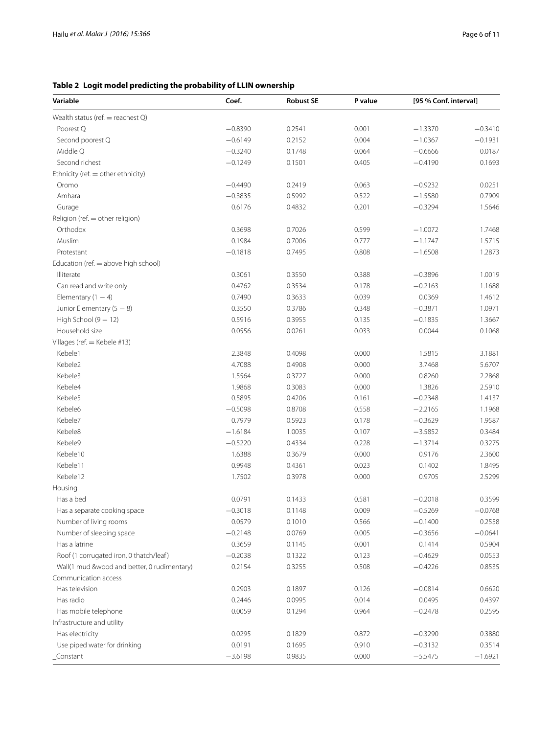**Table 2 Logit model predicting the probability of LLIN ownership**

| Variable | Coef. | Robust SE | P value | [95 % Conf. interval] | |
|---|---|---|---|---|---|
| Wealth status (ref. = reachest Q) | | | | | |
| Poorest Q | −0.8390 | 0.2541 | 0.001 | −1.3370 | −0.3410 |
| Second poorest Q | −0.6149 | 0.2152 | 0.004 | −1.0367 | −0.1931 |
| Middle Q | −0.3240 | 0.1748 | 0.064 | −0.6666 | 0.0187 |
| Second richest | −0.1249 | 0.1501 | 0.405 | −0.4190 | 0.1693 |
| Ethnicity (ref. = other ethnicity) | | | | | |
| Oromo | −0.4490 | 0.2419 | 0.063 | −0.9232 | 0.0251 |
| Amhara | −0.3835 | 0.5992 | 0.522 | −1.5580 | 0.7909 |
| Gurage | 0.6176 | 0.4832 | 0.201 | −0.3294 | 1.5646 |
| Religion (ref. = other religion) | | | | | |
| Orthodox | 0.3698 | 0.7026 | 0.599 | −1.0072 | 1.7468 |
| Muslim | 0.1984 | 0.7006 | 0.777 | −1.1747 | 1.5715 |
| Protestant | −0.1818 | 0.7495 | 0.808 | −1.6508 | 1.2873 |
| Education (ref. = above high school) | | | | | |
| Illiterate | 0.3061 | 0.3550 | 0.388 | −0.3896 | 1.0019 |
| Can read and write only | 0.4762 | 0.3534 | 0.178 | −0.2163 | 1.1688 |
| Elementary (1 − 4) | 0.7490 | 0.3633 | 0.039 | 0.0369 | 1.4612 |
| Junior Elementary (5 − 8) | 0.3550 | 0.3786 | 0.348 | −0.3871 | 1.0971 |
| High School (9 − 12) | 0.5916 | 0.3955 | 0.135 | −0.1835 | 1.3667 |
| Household size | 0.0556 | 0.0261 | 0.033 | 0.0044 | 0.1068 |
| Villages (ref. = Kebele #13) | | | | | |
| Kebele1 | 2.3848 | 0.4098 | 0.000 | 1.5815 | 3.1881 |
| Kebele2 | 4.7088 | 0.4908 | 0.000 | 3.7468 | 5.6707 |
| Kebele3 | 1.5564 | 0.3727 | 0.000 | 0.8260 | 2.2868 |
| Kebele4 | 1.9868 | 0.3083 | 0.000 | 1.3826 | 2.5910 |
| Kebele5 | 0.5895 | 0.4206 | 0.161 | −0.2348 | 1.4137 |
| Kebele6 | −0.5098 | 0.8708 | 0.558 | −2.2165 | 1.1968 |
| Kebele7 | 0.7979 | 0.5923 | 0.178 | −0.3629 | 1.9587 |
| Kebele8 | −1.6184 | 1.0035 | 0.107 | −3.5852 | 0.3484 |
| Kebele9 | −0.5220 | 0.4334 | 0.228 | −1.3714 | 0.3275 |
| Kebele10 | 1.6388 | 0.3679 | 0.000 | 0.9176 | 2.3600 |
| Kebele11 | 0.9948 | 0.4361 | 0.023 | 0.1402 | 1.8495 |
| Kebele12 | 1.7502 | 0.3978 | 0.000 | 0.9705 | 2.5299 |
| Housing | | | | | |
| Has a bed | 0.0791 | 0.1433 | 0.581 | −0.2018 | 0.3599 |
| Has a separate cooking space | −0.3018 | 0.1148 | 0.009 | −0.5269 | −0.0768 |
| Number of living rooms | 0.0579 | 0.1010 | 0.566 | −0.1400 | 0.2558 |
| Number of sleeping space | −0.2148 | 0.0769 | 0.005 | −0.3656 | −0.0641 |
| Has a latrine | 0.3659 | 0.1145 | 0.001 | 0.1414 | 0.5904 |
| Roof (1 corrugated iron, 0 thatch/leaf) | −0.2038 | 0.1322 | 0.123 | −0.4629 | 0.0553 |
| Wall(1 mud &wood and better, 0 rudimentary) | 0.2154 | 0.3255 | 0.508 | −0.4226 | 0.8535 |
| Communication access | | | | | |
| Has television | 0.2903 | 0.1897 | 0.126 | −0.0814 | 0.6620 |
| Has radio | 0.2446 | 0.0995 | 0.014 | 0.0495 | 0.4397 |
| Has mobile telephone | 0.0059 | 0.1294 | 0.964 | −0.2478 | 0.2595 |
| Infrastructure and utility | | | | | |
| Has electricity | 0.0295 | 0.1829 | 0.872 | −0.3290 | 0.3880 |
| Use piped water for drinking | 0.0191 | 0.1695 | 0.910 | −0.3132 | 0.3514 |
| _Constant | −3.6198 | 0.9835 | 0.000 | −5.5475 | −1.6921 |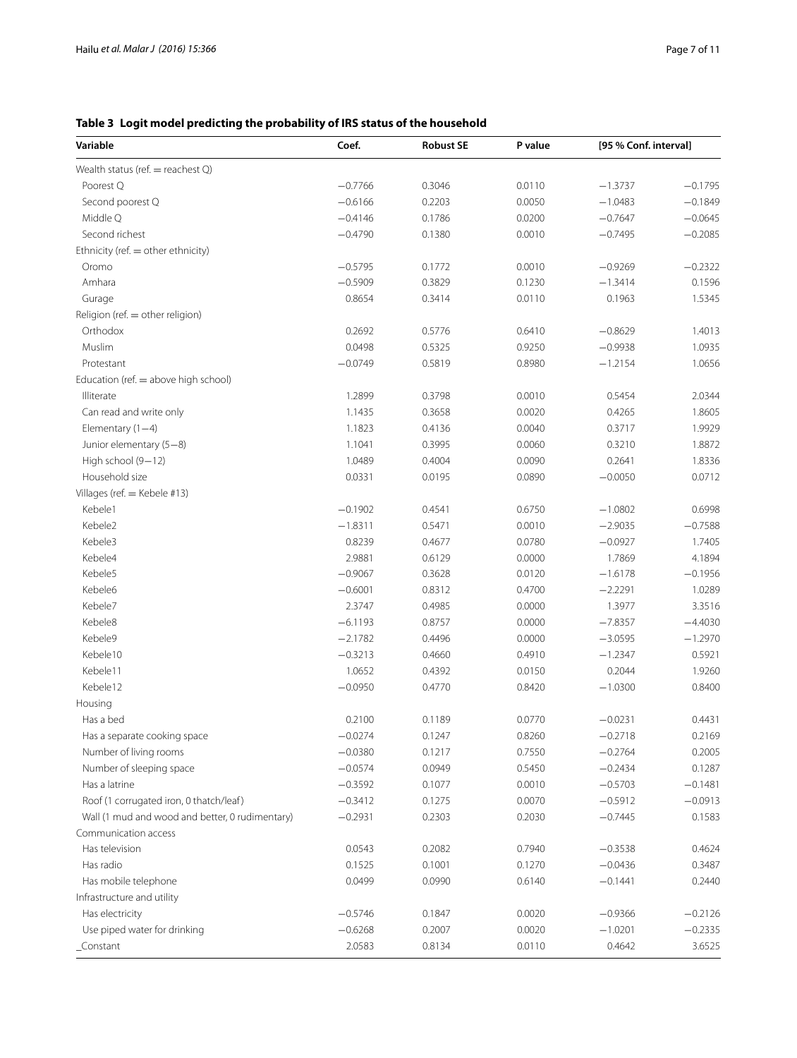**Table 3 Logit model predicting the probability of IRS status of the household**

| Variable | Coef. | Robust SE | P value | [95 % Conf. interval] | |
|---|---|---|---|---|---|
| Wealth status (ref. = reachest Q) | | | | | |
| Poorest Q | −0.7766 | 0.3046 | 0.0110 | −1.3737 | −0.1795 |
| Second poorest Q | −0.6166 | 0.2203 | 0.0050 | −1.0483 | −0.1849 |
| Middle Q | −0.4146 | 0.1786 | 0.0200 | −0.7647 | −0.0645 |
| Second richest | −0.4790 | 0.1380 | 0.0010 | −0.7495 | −0.2085 |
| Ethnicity (ref. = other ethnicity) | | | | | |
| Oromo | −0.5795 | 0.1772 | 0.0010 | −0.9269 | −0.2322 |
| Amhara | −0.5909 | 0.3829 | 0.1230 | −1.3414 | 0.1596 |
| Gurage | 0.8654 | 0.3414 | 0.0110 | 0.1963 | 1.5345 |
| Religion (ref. = other religion) | | | | | |
| Orthodox | 0.2692 | 0.5776 | 0.6410 | −0.8629 | 1.4013 |
| Muslim | 0.0498 | 0.5325 | 0.9250 | −0.9938 | 1.0935 |
| Protestant | −0.0749 | 0.5819 | 0.8980 | −1.2154 | 1.0656 |
| Education (ref. = above high school) | | | | | |
| Illiterate | 1.2899 | 0.3798 | 0.0010 | 0.5454 | 2.0344 |
| Can read and write only | 1.1435 | 0.3658 | 0.0020 | 0.4265 | 1.8605 |
| Elementary (1−4) | 1.1823 | 0.4136 | 0.0040 | 0.3717 | 1.9929 |
| Junior elementary (5−8) | 1.1041 | 0.3995 | 0.0060 | 0.3210 | 1.8872 |
| High school (9−12) | 1.0489 | 0.4004 | 0.0090 | 0.2641 | 1.8336 |
| Household size | 0.0331 | 0.0195 | 0.0890 | −0.0050 | 0.0712 |
| Villages (ref. = Kebele #13) | | | | | |
| Kebele1 | −0.1902 | 0.4541 | 0.6750 | −1.0802 | 0.6998 |
| Kebele2 | −1.8311 | 0.5471 | 0.0010 | −2.9035 | −0.7588 |
| Kebele3 | 0.8239 | 0.4677 | 0.0780 | −0.0927 | 1.7405 |
| Kebele4 | 2.9881 | 0.6129 | 0.0000 | 1.7869 | 4.1894 |
| Kebele5 | −0.9067 | 0.3628 | 0.0120 | −1.6178 | −0.1956 |
| Kebele6 | −0.6001 | 0.8312 | 0.4700 | −2.2291 | 1.0289 |
| Kebele7 | 2.3747 | 0.4985 | 0.0000 | 1.3977 | 3.3516 |
| Kebele8 | −6.1193 | 0.8757 | 0.0000 | −7.8357 | −4.4030 |
| Kebele9 | −2.1782 | 0.4496 | 0.0000 | −3.0595 | −1.2970 |
| Kebele10 | −0.3213 | 0.4660 | 0.4910 | −1.2347 | 0.5921 |
| Kebele11 | 1.0652 | 0.4392 | 0.0150 | 0.2044 | 1.9260 |
| Kebele12 | −0.0950 | 0.4770 | 0.8420 | −1.0300 | 0.8400 |
| Housing | | | | | |
| Has a bed | 0.2100 | 0.1189 | 0.0770 | −0.0231 | 0.4431 |
| Has a separate cooking space | −0.0274 | 0.1247 | 0.8260 | −0.2718 | 0.2169 |
| Number of living rooms | −0.0380 | 0.1217 | 0.7550 | −0.2764 | 0.2005 |
| Number of sleeping space | −0.0574 | 0.0949 | 0.5450 | −0.2434 | 0.1287 |
| Has a latrine | −0.3592 | 0.1077 | 0.0010 | −0.5703 | −0.1481 |
| Roof (1 corrugated iron, 0 thatch/leaf) | −0.3412 | 0.1275 | 0.0070 | −0.5912 | −0.0913 |
| Wall (1 mud and wood and better, 0 rudimentary) | −0.2931 | 0.2303 | 0.2030 | −0.7445 | 0.1583 |
| Communication access | | | | | |
| Has television | 0.0543 | 0.2082 | 0.7940 | −0.3538 | 0.4624 |
| Has radio | 0.1525 | 0.1001 | 0.1270 | −0.0436 | 0.3487 |
| Has mobile telephone | 0.0499 | 0.0990 | 0.6140 | −0.1441 | 0.2440 |
| Infrastructure and utility | | | | | |
| Has electricity | −0.5746 | 0.1847 | 0.0020 | −0.9366 | −0.2126 |
| Use piped water for drinking | −0.6268 | 0.2007 | 0.0020 | −1.0201 | −0.2335 |
| _Constant | 2.0583 | 0.8134 | 0.0110 | 0.4642 | 3.6525 |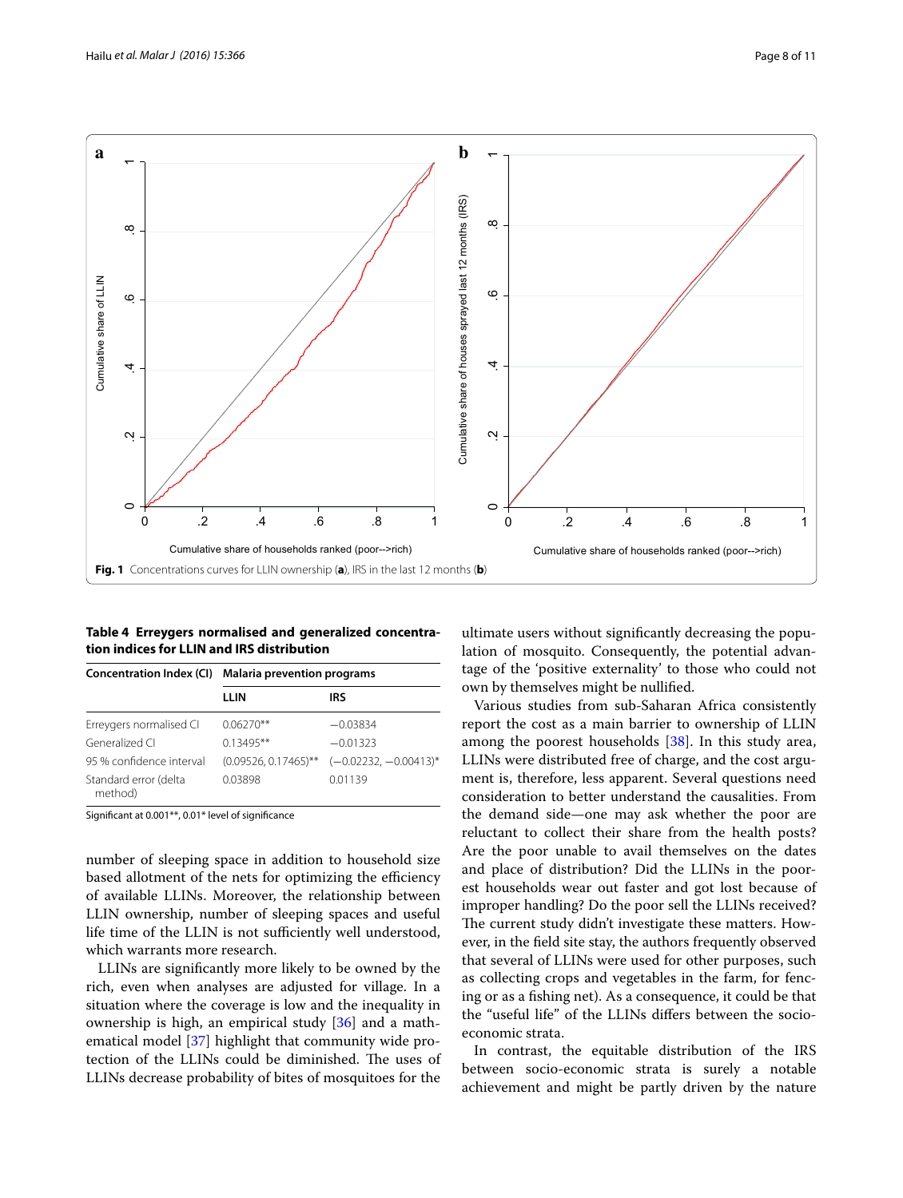a

Cumulative share of LLIN

0
.2
.4
.6
.8
1

0
.2
.4
.6
.8
1

Cumulative share of households ranked (poor-->rich)

b

Cumulative share of houses sprayed last 12 months (IRS)

0
.2
.4
.6
.8
1

0
.2
.4
.6
.8
1

Cumulative share of households ranked (poor-->rich)

**Fig. 1** Concentrations curves for LLIN ownership (**a**), IRS in the last 12 months (**b**)

**Table 4 Erreygers normalised and generalized concentration indices for LLIN and IRS distribution**

| Concentration Index (CI) | Malaria prevention programs | |
|---|---|---|
| | LLIN | IRS |
| Erreygers normalised CI | 0.06270** | −0.03834 |
| Generalized CI | 0.13495** | −0.01323 |
| 95 % confidence interval | (0.09526, 0.17465)** | (−0.02232, −0.00413)* |
| Standard error (delta method) | 0.03898 | 0.01139 |

Significant at 0.001**, 0.01* level of significance

number of sleeping space in addition to household size based allotment of the nets for optimizing the efficiency of available LLINs. Moreover, the relationship between LLIN ownership, number of sleeping spaces and useful life time of the LLIN is not sufficiently well understood, which warrants more research.

LLINs are significantly more likely to be owned by the rich, even when analyses are adjusted for village. In a situation where the coverage is low and the inequality in ownership is high, an empirical study [36] and a mathematical model [37] highlight that community wide protection of the LLINs could be diminished. The uses of LLINs decrease probability of bites of mosquitoes for the ultimate users without significantly decreasing the population of mosquito. Consequently, the potential advantage of the 'positive externality' to those who could not own by themselves might be nullified.

Various studies from sub-Saharan Africa consistently report the cost as a main barrier to ownership of LLIN among the poorest households [38]. In this study area, LLINs were distributed free of charge, and the cost argument is, therefore, less apparent. Several questions need consideration to better understand the causalities. From the demand side—one may ask whether the poor are reluctant to collect their share from the health posts? Are the poor unable to avail themselves on the dates and place of distribution? Did the LLINs in the poorest households wear out faster and got lost because of improper handling? Do the poor sell the LLINs received? The current study didn't investigate these matters. However, in the field site stay, the authors frequently observed that several of LLINs were used for other purposes, such as collecting crops and vegetables in the farm, for fencing or as a fishing net). As a consequence, it could be that the "useful life" of the LLINs differs between the socio-economic strata.

In contrast, the equitable distribution of the IRS between socio-economic strata is surely a notable achievement and might be partly driven by the nature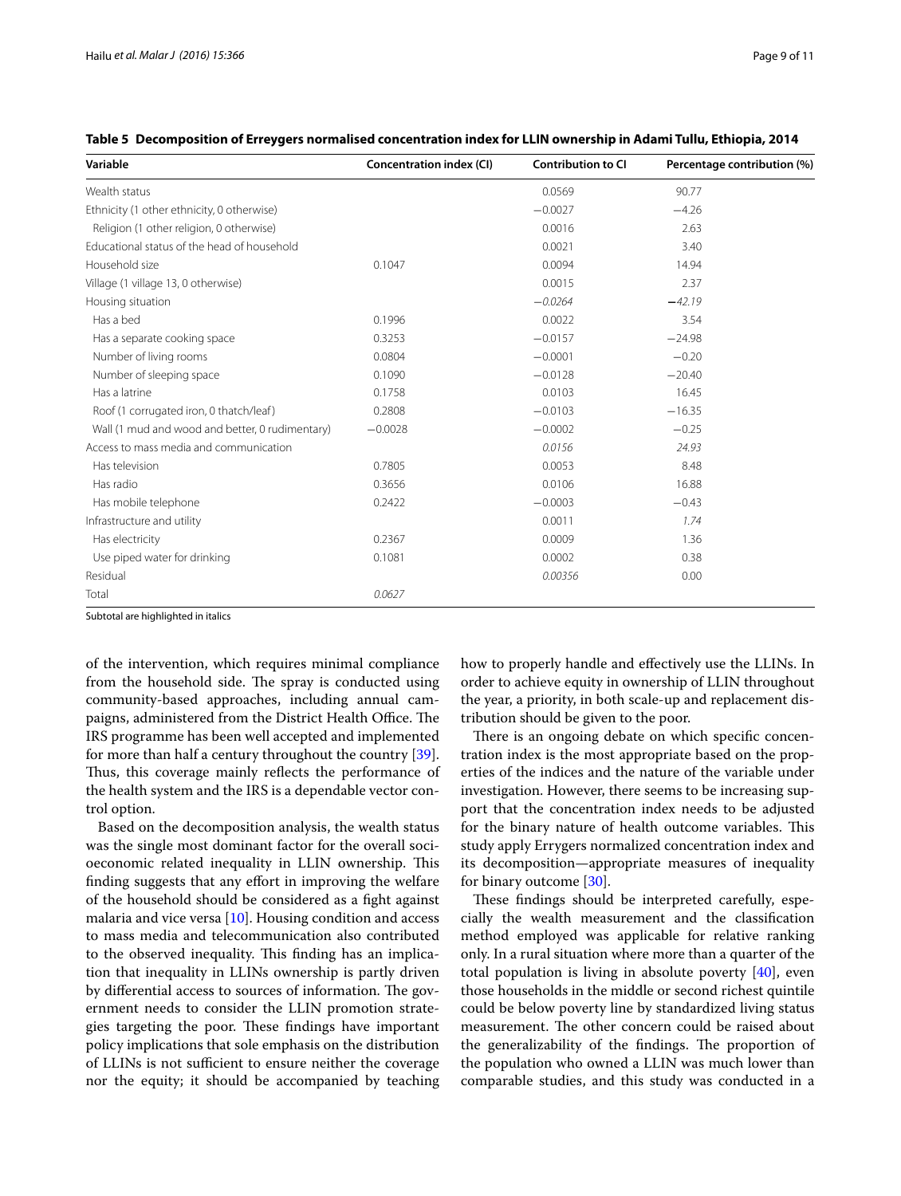**Table 5 Decomposition of Erreygers normalised concentration index for LLIN ownership in Adami Tullu, Ethiopia, 2014**

| Variable | Concentration index (CI) | Contribution to CI | Percentage contribution (%) |
|---|---|---|---|
| Wealth status | | 0.0569 | 90.77 |
| Ethnicity (1 other ethnicity, 0 otherwise) | | −0.0027 | −4.26 |
| Religion (1 other religion, 0 otherwise) | | 0.0016 | 2.63 |
| Educational status of the head of household | | 0.0021 | 3.40 |
| Household size | 0.1047 | 0.0094 | 14.94 |
| Village (1 village 13, 0 otherwise) | | 0.0015 | 2.37 |
| Housing situation | | *−0.0264* | *−42.19* |
| Has a bed | 0.1996 | 0.0022 | 3.54 |
| Has a separate cooking space | 0.3253 | −0.0157 | −24.98 |
| Number of living rooms | 0.0804 | −0.0001 | −0.20 |
| Number of sleeping space | 0.1090 | −0.0128 | −20.40 |
| Has a latrine | 0.1758 | 0.0103 | 16.45 |
| Roof (1 corrugated iron, 0 thatch/leaf) | 0.2808 | −0.0103 | −16.35 |
| Wall (1 mud and wood and better, 0 rudimentary) | −0.0028 | −0.0002 | −0.25 |
| Access to mass media and communication | | *0.0156* | *24.93* |
| Has television | 0.7805 | 0.0053 | 8.48 |
| Has radio | 0.3656 | 0.0106 | 16.88 |
| Has mobile telephone | 0.2422 | −0.0003 | −0.43 |
| Infrastructure and utility | | 0.0011 | *1.74* |
| Has electricity | 0.2367 | 0.0009 | 1.36 |
| Use piped water for drinking | 0.1081 | 0.0002 | 0.38 |
| Residual | | *0.00356* | 0.00 |
| Total | *0.0627* | | |

Subtotal are highlighted in italics

of the intervention, which requires minimal compliance from the household side. The spray is conducted using community-based approaches, including annual campaigns, administered from the District Health Office. The IRS programme has been well accepted and implemented for more than half a century throughout the country [39]. Thus, this coverage mainly reflects the performance of the health system and the IRS is a dependable vector control option.

Based on the decomposition analysis, the wealth status was the single most dominant factor for the overall socioeconomic related inequality in LLIN ownership. This finding suggests that any effort in improving the welfare of the household should be considered as a fight against malaria and vice versa [10]. Housing condition and access to mass media and telecommunication also contributed to the observed inequality. This finding has an implication that inequality in LLINs ownership is partly driven by differential access to sources of information. The government needs to consider the LLIN promotion strategies targeting the poor. These findings have important policy implications that sole emphasis on the distribution of LLINs is not sufficient to ensure neither the coverage nor the equity; it should be accompanied by teaching how to properly handle and effectively use the LLINs. In order to achieve equity in ownership of LLIN throughout the year, a priority, in both scale-up and replacement distribution should be given to the poor.

There is an ongoing debate on which specific concentration index is the most appropriate based on the properties of the indices and the nature of the variable under investigation. However, there seems to be increasing support that the concentration index needs to be adjusted for the binary nature of health outcome variables. This study apply Errygers normalized concentration index and its decomposition—appropriate measures of inequality for binary outcome [30].

These findings should be interpreted carefully, especially the wealth measurement and the classification method employed was applicable for relative ranking only. In a rural situation where more than a quarter of the total population is living in absolute poverty [40], even those households in the middle or second richest quintile could be below poverty line by standardized living status measurement. The other concern could be raised about the generalizability of the findings. The proportion of the population who owned a LLIN was much lower than comparable studies, and this study was conducted in a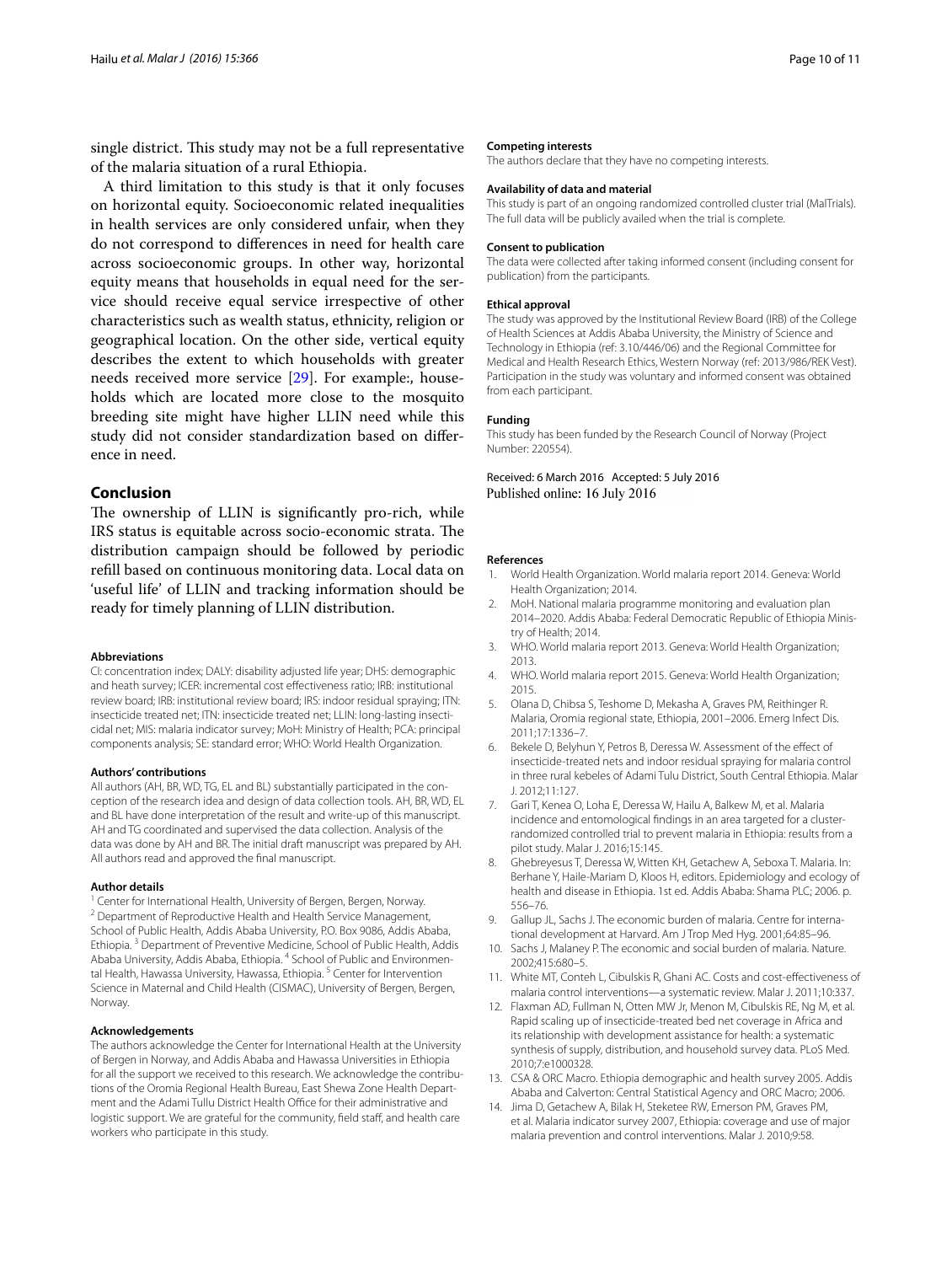single district. This study may not be a full representative of the malaria situation of a rural Ethiopia.

A third limitation to this study is that it only focuses on horizontal equity. Socioeconomic related inequalities in health services are only considered unfair, when they do not correspond to differences in need for health care across socioeconomic groups. In other way, horizontal equity means that households in equal need for the service should receive equal service irrespective of other characteristics such as wealth status, ethnicity, religion or geographical location. On the other side, vertical equity describes the extent to which households with greater needs received more service [29]. For example:, households which are located more close to the mosquito breeding site might have higher LLIN need while this study did not consider standardization based on difference in need.

## Conclusion

The ownership of LLIN is significantly pro-rich, while IRS status is equitable across socio-economic strata. The distribution campaign should be followed by periodic refill based on continuous monitoring data. Local data on 'useful life' of LLIN and tracking information should be ready for timely planning of LLIN distribution.

#### Abbreviations

CI: concentration index; DALY: disability adjusted life year; DHS: demographic and heath survey; ICER: incremental cost effectiveness ratio; IRB: institutional review board; IRB: institutional review board; IRS: indoor residual spraying; ITN: insecticide treated net; ITN: insecticide treated net; LLIN: long-lasting insecticidal net; MIS: malaria indicator survey; MoH: Ministry of Health; PCA: principal components analysis; SE: standard error; WHO: World Health Organization.

#### Authors' contributions

All authors (AH, BR, WD, TG, EL and BL) substantially participated in the conception of the research idea and design of data collection tools. AH, BR, WD, EL and BL have done interpretation of the result and write-up of this manuscript. AH and TG coordinated and supervised the data collection. Analysis of the data was done by AH and BR. The initial draft manuscript was prepared by AH. All authors read and approved the final manuscript.

#### Author details

[1] Center for International Health, University of Bergen, Bergen, Norway. [2] Department of Reproductive Health and Health Service Management, School of Public Health, Addis Ababa University, P.O. Box 9086, Addis Ababa, Ethiopia. [3] Department of Preventive Medicine, School of Public Health, Addis Ababa University, Addis Ababa, Ethiopia. [4] School of Public and Environmental Health, Hawassa University, Hawassa, Ethiopia. [5] Center for Intervention Science in Maternal and Child Health (CISMAC), University of Bergen, Bergen, Norway.

#### Acknowledgements

The authors acknowledge the Center for International Health at the University of Bergen in Norway, and Addis Ababa and Hawassa Universities in Ethiopia for all the support we received to this research. We acknowledge the contributions of the Oromia Regional Health Bureau, East Shewa Zone Health Department and the Adami Tullu District Health Office for their administrative and logistic support. We are grateful for the community, field staff, and health care workers who participate in this study.

#### Competing interests

The authors declare that they have no competing interests.

#### Availability of data and material

This study is part of an ongoing randomized controlled cluster trial (MalTrials). The full data will be publicly availed when the trial is complete.

#### Consent to publication

The data were collected after taking informed consent (including consent for publication) from the participants.

#### Ethical approval

The study was approved by the Institutional Review Board (IRB) of the College of Health Sciences at Addis Ababa University, the Ministry of Science and Technology in Ethiopia (ref: 3.10/446/06) and the Regional Committee for Medical and Health Research Ethics, Western Norway (ref: 2013/986/REK Vest). Participation in the study was voluntary and informed consent was obtained from each participant.

#### Funding

This study has been funded by the Research Council of Norway (Project Number: 220554).

Received: 6 March 2016 Accepted: 5 July 2016
Published online: 16 July 2016

#### References

1. World Health Organization. World malaria report 2014. Geneva: World Health Organization; 2014.
2. MoH. National malaria programme monitoring and evaluation plan 2014–2020. Addis Ababa: Federal Democratic Republic of Ethiopia Ministry of Health; 2014.
3. WHO. World malaria report 2013. Geneva: World Health Organization; 2013.
4. WHO. World malaria report 2015. Geneva: World Health Organization; 2015.
5. Olana D, Chibsa S, Teshome D, Mekasha A, Graves PM, Reithinger R. Malaria, Oromia regional state, Ethiopia, 2001–2006. Emerg Infect Dis. 2011;17:1336–7.
6. Bekele D, Belyhun Y, Petros B, Deressa W. Assessment of the effect of insecticide-treated nets and indoor residual spraying for malaria control in three rural kebeles of Adami Tulu District, South Central Ethiopia. Malar J. 2012;11:127.
7. Gari T, Kenea O, Loha E, Deressa W, Hailu A, Balkew M, et al. Malaria incidence and entomological findings in an area targeted for a cluster-randomized controlled trial to prevent malaria in Ethiopia: results from a pilot study. Malar J. 2016;15:145.
8. Ghebreyesus T, Deressa W, Witten KH, Getachew A, Seboxa T. Malaria. In: Berhane Y, Haile-Mariam D, Kloos H, editors. Epidemiology and ecology of health and disease in Ethiopia. 1st ed. Addis Ababa: Shama PLC; 2006. p. 556–76.
9. Gallup JL, Sachs J. The economic burden of malaria. Centre for international development at Harvard. Am J Trop Med Hyg. 2001;64:85–96.
10. Sachs J, Malaney P. The economic and social burden of malaria. Nature. 2002;415:680–5.
11. White MT, Conteh L, Cibulskis R, Ghani AC. Costs and cost-effectiveness of malaria control interventions—a systematic review. Malar J. 2011;10:337.
12. Flaxman AD, Fullman N, Otten MW Jr, Menon M, Cibulskis RE, Ng M, et al. Rapid scaling up of insecticide-treated bed net coverage in Africa and its relationship with development assistance for health: a systematic synthesis of supply, distribution, and household survey data. PLoS Med. 2010;7:e1000328.
13. CSA & ORC Macro. Ethiopia demographic and health survey 2005. Addis Ababa and Calverton: Central Statistical Agency and ORC Macro; 2006.
14. Jima D, Getachew A, Bilak H, Steketee RW, Emerson PM, Graves PM, et al. Malaria indicator survey 2007, Ethiopia: coverage and use of major malaria prevention and control interventions. Malar J. 2010;9:58.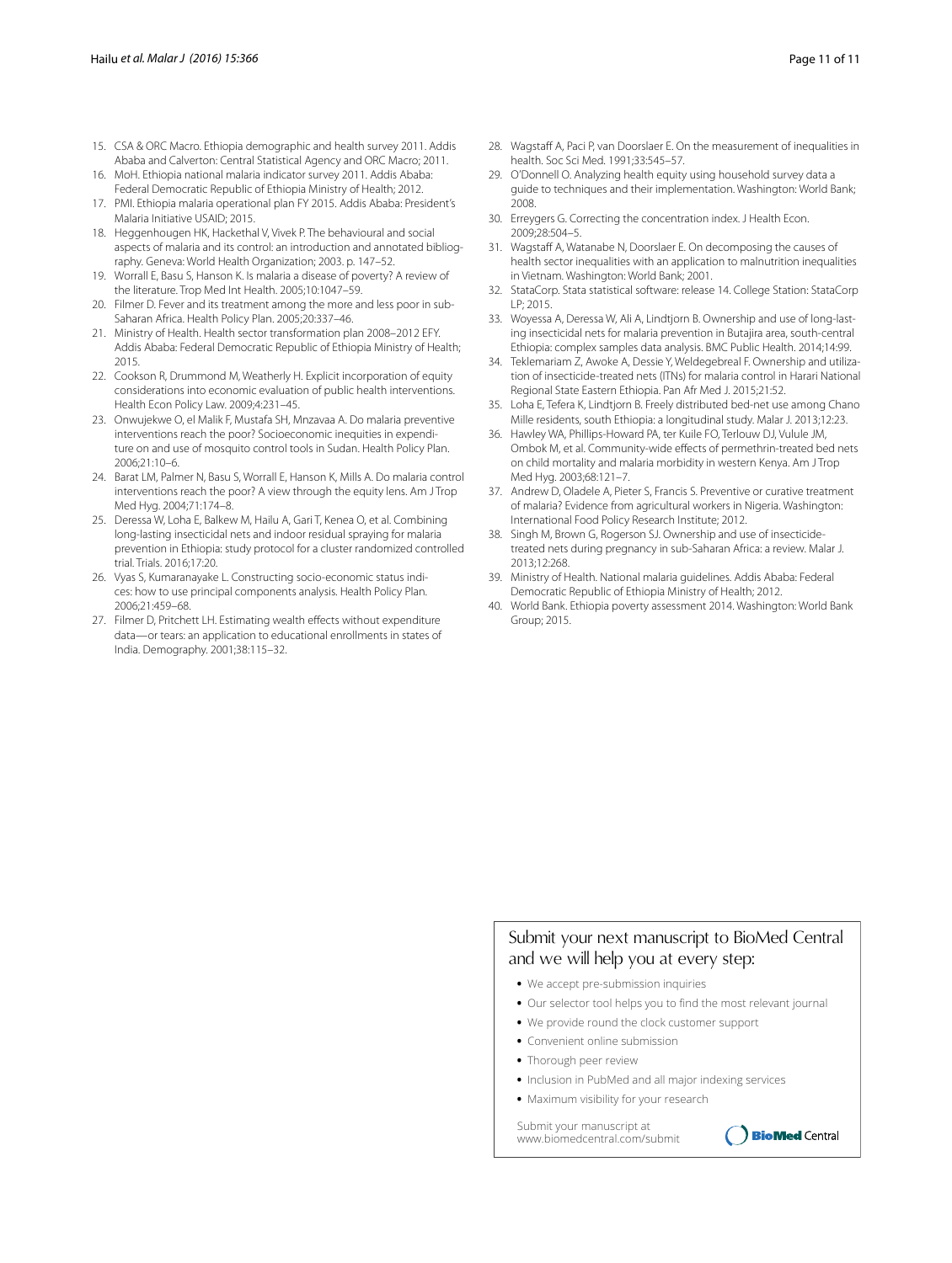15. CSA & ORC Macro. Ethiopia demographic and health survey 2011. Addis Ababa and Calverton: Central Statistical Agency and ORC Macro; 2011.
16. MoH. Ethiopia national malaria indicator survey 2011. Addis Ababa: Federal Democratic Republic of Ethiopia Ministry of Health; 2012.
17. PMI. Ethiopia malaria operational plan FY 2015. Addis Ababa: President's Malaria Initiative USAID; 2015.
18. Heggenhougen HK, Hackethal V, Vivek P. The behavioural and social aspects of malaria and its control: an introduction and annotated bibliography. Geneva: World Health Organization; 2003. p. 147–52.
19. Worrall E, Basu S, Hanson K. Is malaria a disease of poverty? A review of the literature. Trop Med Int Health. 2005;10:1047–59.
20. Filmer D. Fever and its treatment among the more and less poor in sub-Saharan Africa. Health Policy Plan. 2005;20:337–46.
21. Ministry of Health. Health sector transformation plan 2008–2012 EFY. Addis Ababa: Federal Democratic Republic of Ethiopia Ministry of Health; 2015.
22. Cookson R, Drummond M, Weatherly H. Explicit incorporation of equity considerations into economic evaluation of public health interventions. Health Econ Policy Law. 2009;4:231–45.
23. Onwujekwe O, el Malik F, Mustafa SH, Mnzavaa A. Do malaria preventive interventions reach the poor? Socioeconomic inequities in expenditure on and use of mosquito control tools in Sudan. Health Policy Plan. 2006;21:10–6.
24. Barat LM, Palmer N, Basu S, Worrall E, Hanson K, Mills A. Do malaria control interventions reach the poor? A view through the equity lens. Am J Trop Med Hyg. 2004;71:174–8.
25. Deressa W, Loha E, Balkew M, Hailu A, Gari T, Kenea O, et al. Combining long-lasting insecticidal nets and indoor residual spraying for malaria prevention in Ethiopia: study protocol for a cluster randomized controlled trial. Trials. 2016;17:20.
26. Vyas S, Kumaranayake L. Constructing socio-economic status indices: how to use principal components analysis. Health Policy Plan. 2006;21:459–68.
27. Filmer D, Pritchett LH. Estimating wealth effects without expenditure data—or tears: an application to educational enrollments in states of India. Demography. 2001;38:115–32.
28. Wagstaff A, Paci P, van Doorslaer E. On the measurement of inequalities in health. Soc Sci Med. 1991;33:545–57.
29. O'Donnell O. Analyzing health equity using household survey data a guide to techniques and their implementation. Washington: World Bank; 2008.
30. Erreygers G. Correcting the concentration index. J Health Econ. 2009;28:504–5.
31. Wagstaff A, Watanabe N, Doorslaer E. On decomposing the causes of health sector inequalities with an application to malnutrition inequalities in Vietnam. Washington: World Bank; 2001.
32. StataCorp. Stata statistical software: release 14. College Station: StataCorp LP; 2015.
33. Woyessa A, Deressa W, Ali A, Lindtjorn B. Ownership and use of long-lasting insecticidal nets for malaria prevention in Butajira area, south-central Ethiopia: complex samples data analysis. BMC Public Health. 2014;14:99.
34. Teklemariam Z, Awoke A, Dessie Y, Weldegebreal F. Ownership and utilization of insecticide-treated nets (ITNs) for malaria control in Harari National Regional State Eastern Ethiopia. Pan Afr Med J. 2015;21:52.
35. Loha E, Tefera K, Lindtjorn B. Freely distributed bed-net use among Chano Mille residents, south Ethiopia: a longitudinal study. Malar J. 2013;12:23.
36. Hawley WA, Phillips-Howard PA, ter Kuile FO, Terlouw DJ, Vulule JM, Ombok M, et al. Community-wide effects of permethrin-treated bed nets on child mortality and malaria morbidity in western Kenya. Am J Trop Med Hyg. 2003;68:121–7.
37. Andrew D, Oladele A, Pieter S, Francis S. Preventive or curative treatment of malaria? Evidence from agricultural workers in Nigeria. Washington: International Food Policy Research Institute; 2012.
38. Singh M, Brown G, Rogerson SJ. Ownership and use of insecticide-treated nets during pregnancy in sub-Saharan Africa: a review. Malar J. 2013;12:268.
39. Ministry of Health. National malaria guidelines. Addis Ababa: Federal Democratic Republic of Ethiopia Ministry of Health; 2012.
40. World Bank. Ethiopia poverty assessment 2014. Washington: World Bank Group; 2015.

Submit your next manuscript to BioMed Central and we will help you at every step:

- We accept pre-submission inquiries
- Our selector tool helps you to find the most relevant journal
- We provide round the clock customer support
- Convenient online submission
- Thorough peer review
- Inclusion in PubMed and all major indexing services
- Maximum visibility for your research

Submit your manuscript at www.biomedcentral.com/submit

BioMed Central